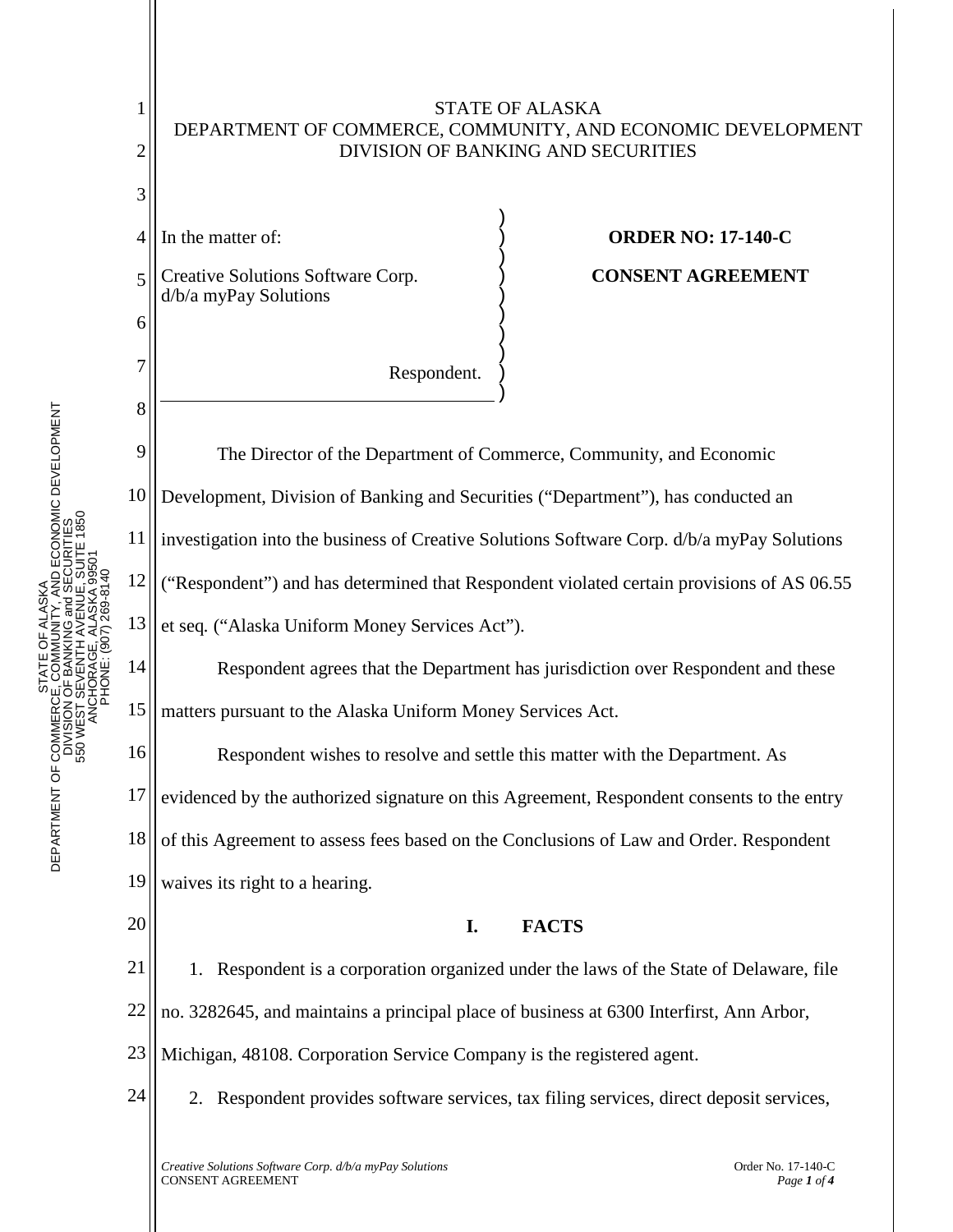STATE OF ALASKA
DEPARTMENT OF COMMERCE, COMMUNITY, AND ECONOMIC DEVELOPMENT
DIVISION OF BANKING AND SECURITIES

In the matter of:

Creative Solutions Software Corp. d/b/a myPay Solutions

Respondent.

**ORDER NO: 17-140-C**

**CONSENT AGREEMENT**

The Director of the Department of Commerce, Community, and Economic Development, Division of Banking and Securities ("Department"), has conducted an investigation into the business of Creative Solutions Software Corp. d/b/a myPay Solutions ("Respondent") and has determined that Respondent violated certain provisions of AS 06.55 et seq. ("Alaska Uniform Money Services Act").

Respondent agrees that the Department has jurisdiction over Respondent and these matters pursuant to the Alaska Uniform Money Services Act.

Respondent wishes to resolve and settle this matter with the Department. As evidenced by the authorized signature on this Agreement, Respondent consents to the entry of this Agreement to assess fees based on the Conclusions of Law and Order. Respondent waives its right to a hearing.

## I. FACTS

1. Respondent is a corporation organized under the laws of the State of Delaware, file no. 3282645, and maintains a principal place of business at 6300 Interfirst, Ann Arbor, Michigan, 48108. Corporation Service Company is the registered agent.

2. Respondent provides software services, tax filing services, direct deposit services,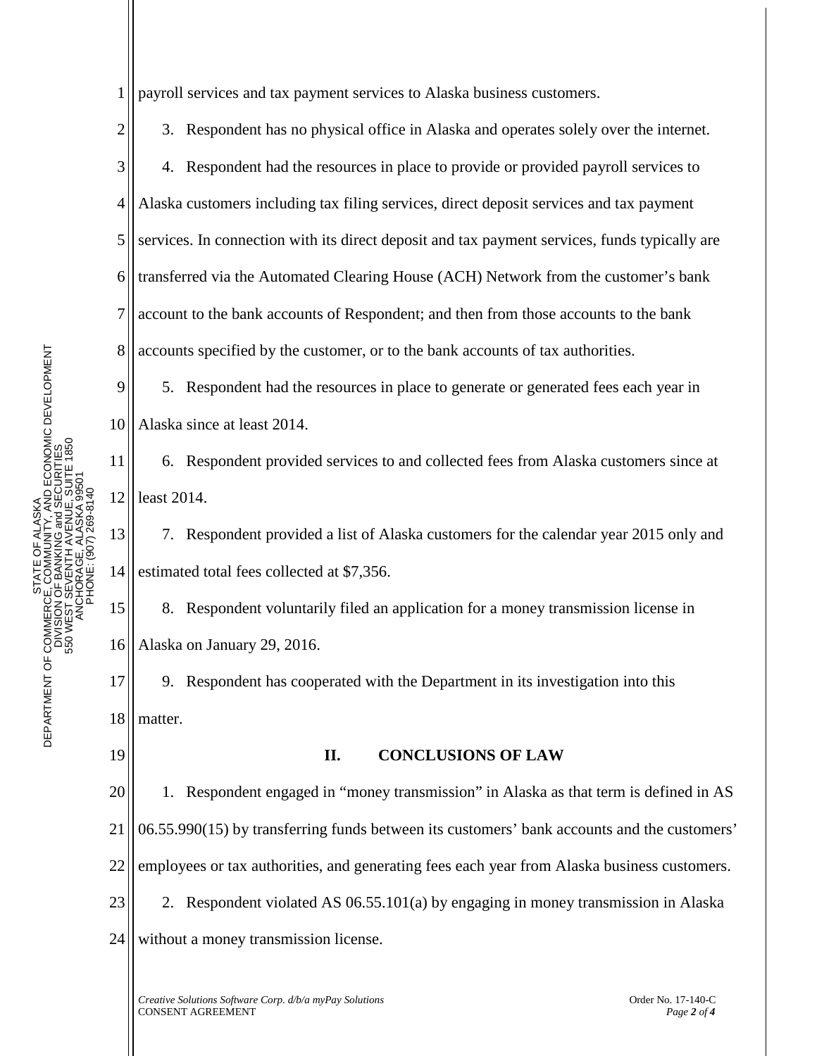payroll services and tax payment services to Alaska business customers.

3. Respondent has no physical office in Alaska and operates solely over the internet.

4. Respondent had the resources in place to provide or provided payroll services to Alaska customers including tax filing services, direct deposit services and tax payment services. In connection with its direct deposit and tax payment services, funds typically are transferred via the Automated Clearing House (ACH) Network from the customer's bank account to the bank accounts of Respondent; and then from those accounts to the bank accounts specified by the customer, or to the bank accounts of tax authorities.

5. Respondent had the resources in place to generate or generated fees each year in Alaska since at least 2014.

6. Respondent provided services to and collected fees from Alaska customers since at least 2014.

7. Respondent provided a list of Alaska customers for the calendar year 2015 only and estimated total fees collected at $7,356.

8. Respondent voluntarily filed an application for a money transmission license in Alaska on January 29, 2016.

9. Respondent has cooperated with the Department in its investigation into this matter.

## II. CONCLUSIONS OF LAW

1. Respondent engaged in "money transmission" in Alaska as that term is defined in AS 06.55.990(15) by transferring funds between its customers' bank accounts and the customers' employees or tax authorities, and generating fees each year from Alaska business customers.

2. Respondent violated AS 06.55.101(a) by engaging in money transmission in Alaska without a money transmission license.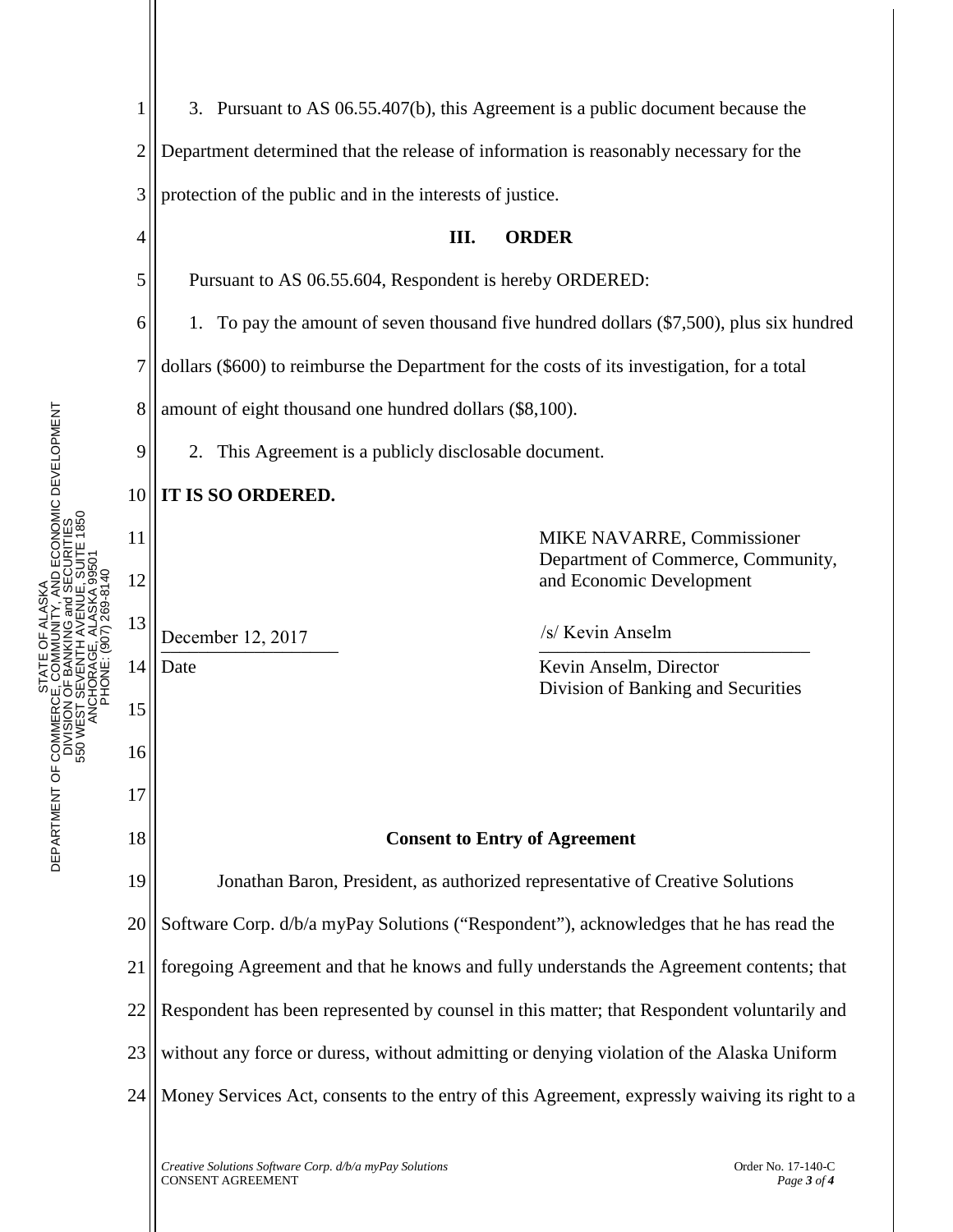3. Pursuant to AS 06.55.407(b), this Agreement is a public document because the Department determined that the release of information is reasonably necessary for the protection of the public and in the interests of justice.

## III. ORDER

Pursuant to AS 06.55.604, Respondent is hereby ORDERED:

1. To pay the amount of seven thousand five hundred dollars ($7,500), plus six hundred dollars ($600) to reimburse the Department for the costs of its investigation, for a total amount of eight thousand one hundred dollars ($8,100).

2. This Agreement is a publicly disclosable document.

**IT IS SO ORDERED.**

MIKE NAVARRE, Commissioner
Department of Commerce, Community, and Economic Development

December 12, 2017
Date

/s/ Kevin Anselm
Kevin Anselm, Director
Division of Banking and Securities

**Consent to Entry of Agreement**

Jonathan Baron, President, as authorized representative of Creative Solutions Software Corp. d/b/a myPay Solutions ("Respondent"), acknowledges that he has read the foregoing Agreement and that he knows and fully understands the Agreement contents; that Respondent has been represented by counsel in this matter; that Respondent voluntarily and without any force or duress, without admitting or denying violation of the Alaska Uniform Money Services Act, consents to the entry of this Agreement, expressly waiving its right to a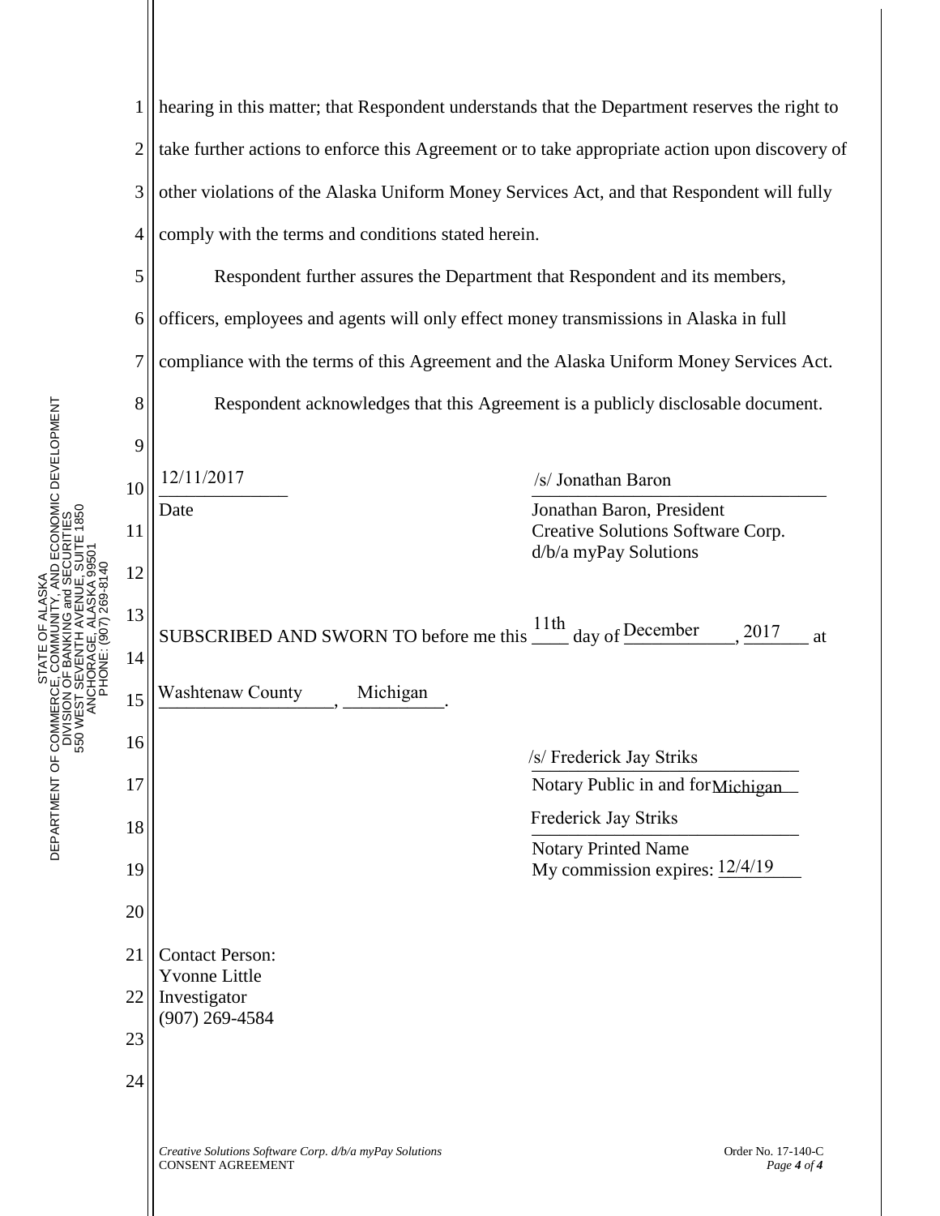hearing in this matter; that Respondent understands that the Department reserves the right to take further actions to enforce this Agreement or to take appropriate action upon discovery of other violations of the Alaska Uniform Money Services Act, and that Respondent will fully comply with the terms and conditions stated herein.

Respondent further assures the Department that Respondent and its members, officers, employees and agents will only effect money transmissions in Alaska in full compliance with the terms of this Agreement and the Alaska Uniform Money Services Act.

Respondent acknowledges that this Agreement is a publicly disclosable document.

12/11/2017
Date

/s/ Jonathan Baron
Jonathan Baron, President
Creative Solutions Software Corp.
d/b/a myPay Solutions

SUBSCRIBED AND SWORN TO before me this 11th day of December, 2017 at Washtenaw County, Michigan.

/s/ Frederick Jay Striks
Notary Public in and for Michigan
Frederick Jay Striks
Notary Printed Name
My commission expires: 12/4/19

Contact Person:
Yvonne Little
Investigator
(907) 269-4584